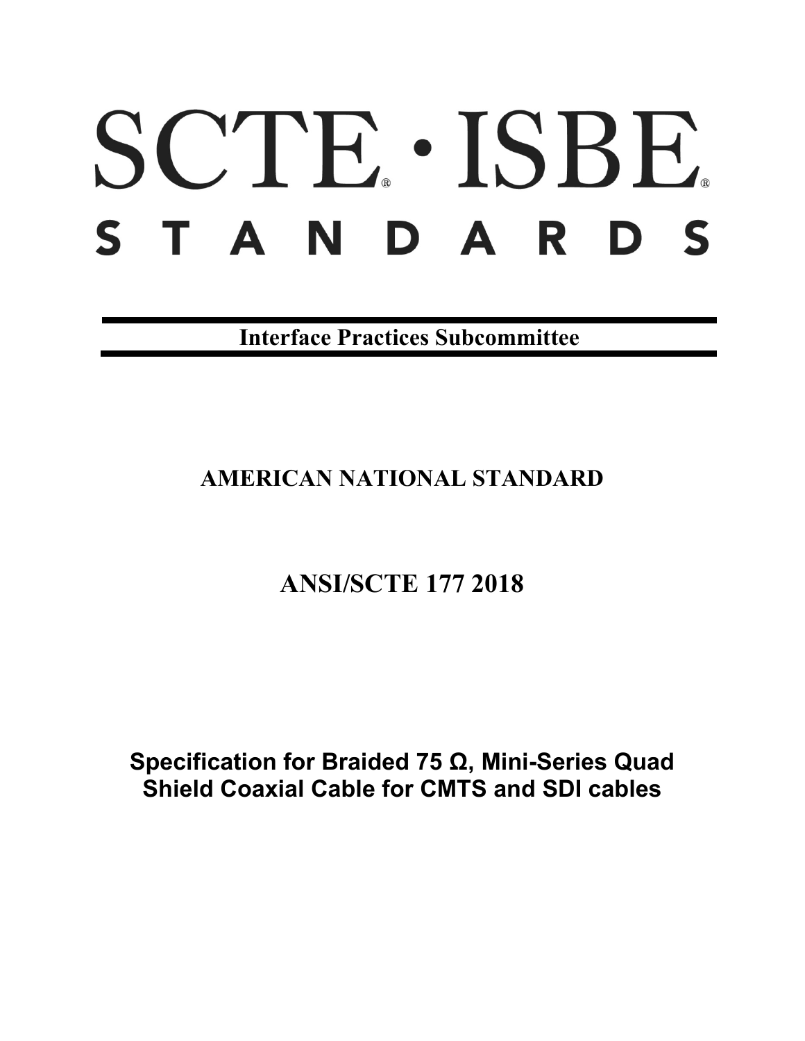# SCTE · ISBE STANDARDS

**Interface Practices Subcommittee**

## AMERICAN NATIONAL STANDARD

## ANSI/SCTE 177 2018

# Specification for Braided 75 Ω, Mini-Series Quad Shield Coaxial Cable for CMTS and SDI cables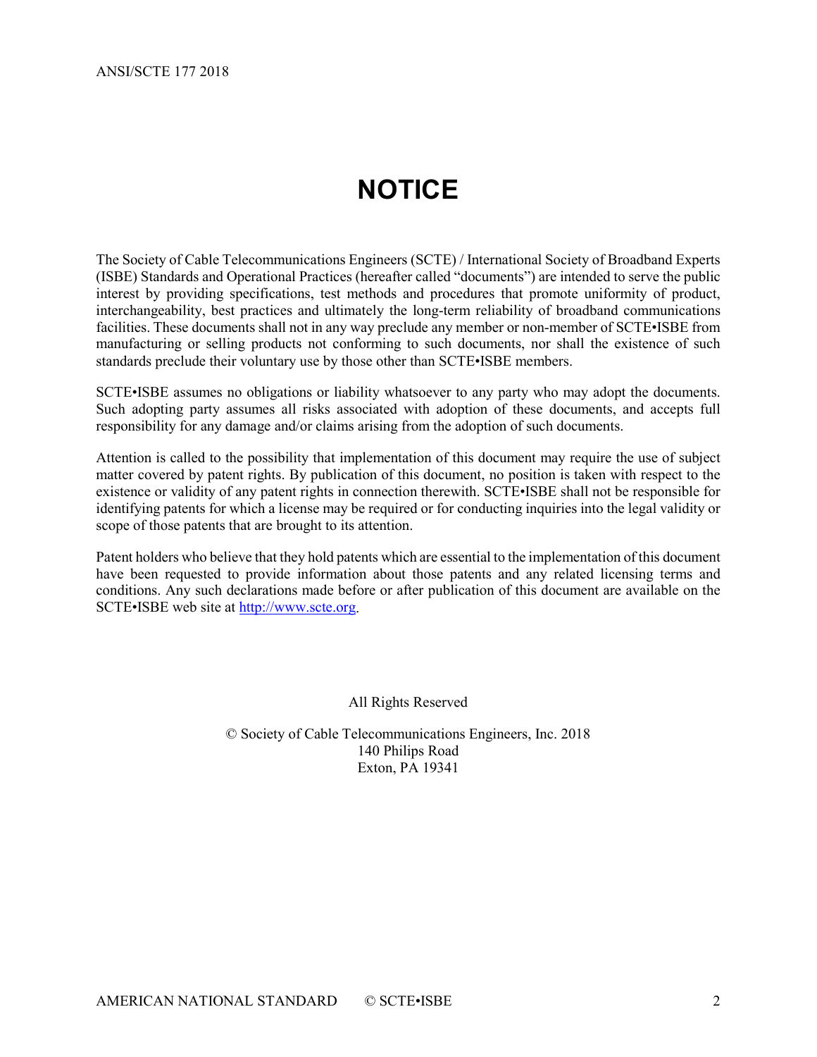# NOTICE

The Society of Cable Telecommunications Engineers (SCTE) / International Society of Broadband Experts (ISBE) Standards and Operational Practices (hereafter called "documents") are intended to serve the public interest by providing specifications, test methods and procedures that promote uniformity of product, interchangeability, best practices and ultimately the long-term reliability of broadband communications facilities. These documents shall not in any way preclude any member or non-member of SCTE•ISBE from manufacturing or selling products not conforming to such documents, nor shall the existence of such standards preclude their voluntary use by those other than SCTE•ISBE members.

SCTE•ISBE assumes no obligations or liability whatsoever to any party who may adopt the documents. Such adopting party assumes all risks associated with adoption of these documents, and accepts full responsibility for any damage and/or claims arising from the adoption of such documents.

Attention is called to the possibility that implementation of this document may require the use of subject matter covered by patent rights. By publication of this document, no position is taken with respect to the existence or validity of any patent rights in connection therewith. SCTE•ISBE shall not be responsible for identifying patents for which a license may be required or for conducting inquiries into the legal validity or scope of those patents that are brought to its attention.

Patent holders who believe that they hold patents which are essential to the implementation of this document have been requested to provide information about those patents and any related licensing terms and conditions. Any such declarations made before or after publication of this document are available on the SCTE•ISBE web site at http://www.scte.org.

All Rights Reserved

© Society of Cable Telecommunications Engineers, Inc. 2018
140 Philips Road
Exton, PA 19341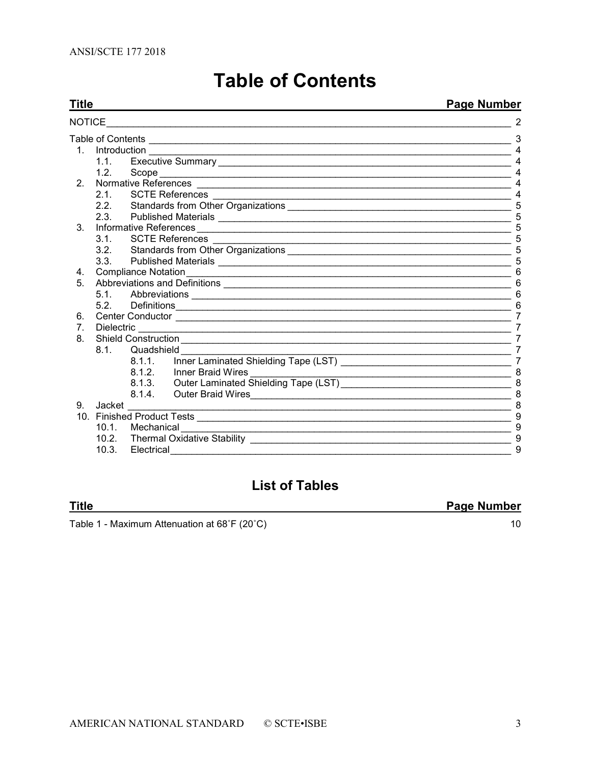# Table of Contents

| Title | Page Number |
| --- | --- |
| NOTICE | 2 |
| Table of Contents | 3 |
| 1. Introduction | 4 |
| 1.1. Executive Summary | 4 |
| 1.2. Scope | 4 |
| 2. Normative References | 4 |
| 2.1. SCTE References | 4 |
| 2.2. Standards from Other Organizations | 5 |
| 2.3. Published Materials | 5 |
| 3. Informative References | 5 |
| 3.1. SCTE References | 5 |
| 3.2. Standards from Other Organizations | 5 |
| 3.3. Published Materials | 5 |
| 4. Compliance Notation | 6 |
| 5. Abbreviations and Definitions | 6 |
| 5.1. Abbreviations | 6 |
| 5.2. Definitions | 6 |
| 6. Center Conductor | 7 |
| 7. Dielectric | 7 |
| 8. Shield Construction | 7 |
| 8.1. Quadshield | 7 |
| 8.1.1. Inner Laminated Shielding Tape (LST) | 7 |
| 8.1.2. Inner Braid Wires | 8 |
| 8.1.3. Outer Laminated Shielding Tape (LST) | 8 |
| 8.1.4. Outer Braid Wires | 8 |
| 9. Jacket | 8 |
| 10. Finished Product Tests | 9 |
| 10.1. Mechanical | 9 |
| 10.2. Thermal Oxidative Stability | 9 |
| 10.3. Electrical | 9 |

## List of Tables

| Title | Page Number |
| --- | --- |
| Table 1 - Maximum Attenuation at 68˚F (20˚C) | 10 |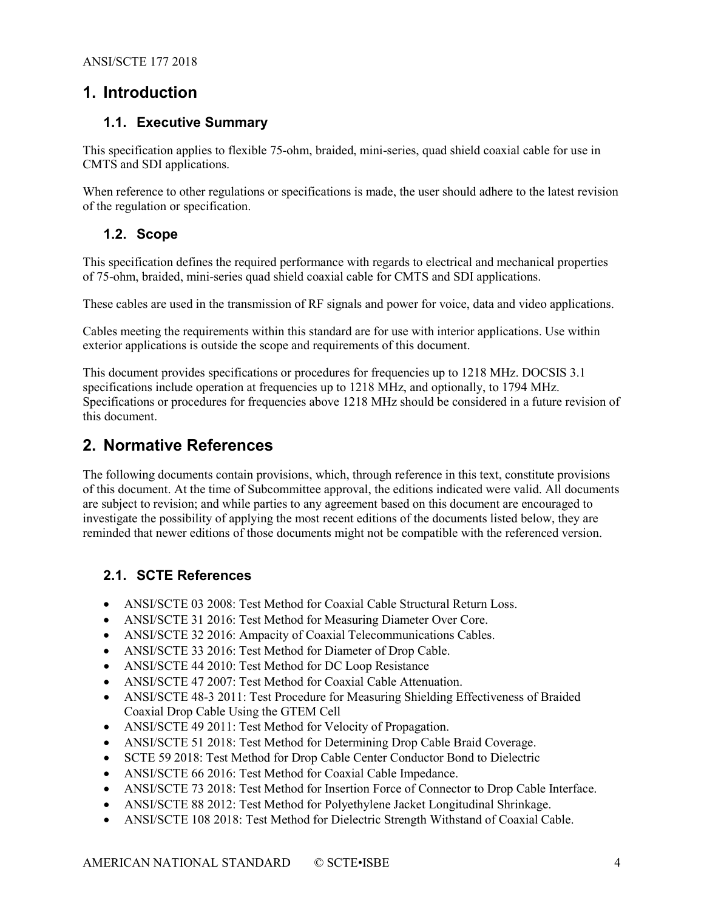# 1. Introduction

## 1.1. Executive Summary

This specification applies to flexible 75-ohm, braided, mini-series, quad shield coaxial cable for use in CMTS and SDI applications.

When reference to other regulations or specifications is made, the user should adhere to the latest revision of the regulation or specification.

## 1.2. Scope

This specification defines the required performance with regards to electrical and mechanical properties of 75-ohm, braided, mini-series quad shield coaxial cable for CMTS and SDI applications.

These cables are used in the transmission of RF signals and power for voice, data and video applications.

Cables meeting the requirements within this standard are for use with interior applications. Use within exterior applications is outside the scope and requirements of this document.

This document provides specifications or procedures for frequencies up to 1218 MHz. DOCSIS 3.1 specifications include operation at frequencies up to 1218 MHz, and optionally, to 1794 MHz. Specifications or procedures for frequencies above 1218 MHz should be considered in a future revision of this document.

# 2. Normative References

The following documents contain provisions, which, through reference in this text, constitute provisions of this document. At the time of Subcommittee approval, the editions indicated were valid. All documents are subject to revision; and while parties to any agreement based on this document are encouraged to investigate the possibility of applying the most recent editions of the documents listed below, they are reminded that newer editions of those documents might not be compatible with the referenced version.

## 2.1. SCTE References

- ANSI/SCTE 03 2008: Test Method for Coaxial Cable Structural Return Loss.
- ANSI/SCTE 31 2016: Test Method for Measuring Diameter Over Core.
- ANSI/SCTE 32 2016: Ampacity of Coaxial Telecommunications Cables.
- ANSI/SCTE 33 2016: Test Method for Diameter of Drop Cable.
- ANSI/SCTE 44 2010: Test Method for DC Loop Resistance
- ANSI/SCTE 47 2007: Test Method for Coaxial Cable Attenuation.
- ANSI/SCTE 48-3 2011: Test Procedure for Measuring Shielding Effectiveness of Braided Coaxial Drop Cable Using the GTEM Cell
- ANSI/SCTE 49 2011: Test Method for Velocity of Propagation.
- ANSI/SCTE 51 2018: Test Method for Determining Drop Cable Braid Coverage.
- SCTE 59 2018: Test Method for Drop Cable Center Conductor Bond to Dielectric
- ANSI/SCTE 66 2016: Test Method for Coaxial Cable Impedance.
- ANSI/SCTE 73 2018: Test Method for Insertion Force of Connector to Drop Cable Interface.
- ANSI/SCTE 88 2012: Test Method for Polyethylene Jacket Longitudinal Shrinkage.
- ANSI/SCTE 108 2018: Test Method for Dielectric Strength Withstand of Coaxial Cable.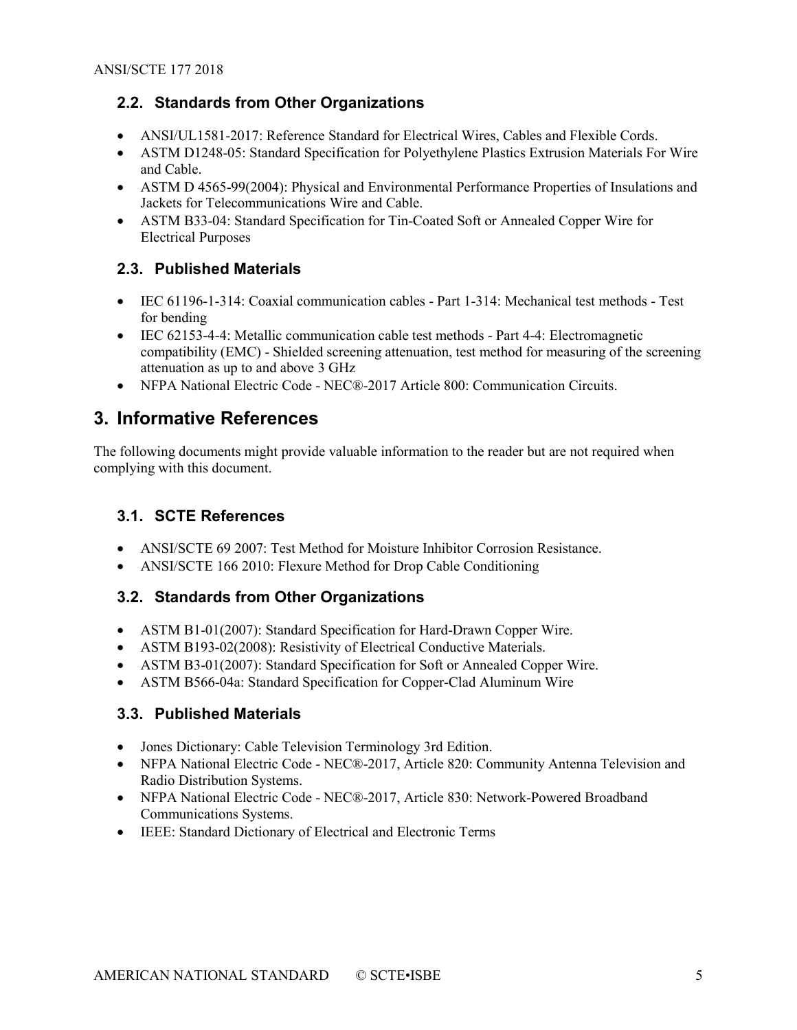### 2.2. Standards from Other Organizations

- ANSI/UL1581-2017: Reference Standard for Electrical Wires, Cables and Flexible Cords.
- ASTM D1248-05: Standard Specification for Polyethylene Plastics Extrusion Materials For Wire and Cable.
- ASTM D 4565-99(2004): Physical and Environmental Performance Properties of Insulations and Jackets for Telecommunications Wire and Cable.
- ASTM B33-04: Standard Specification for Tin-Coated Soft or Annealed Copper Wire for Electrical Purposes

### 2.3. Published Materials

- IEC 61196-1-314: Coaxial communication cables - Part 1-314: Mechanical test methods - Test for bending
- IEC 62153-4-4: Metallic communication cable test methods - Part 4-4: Electromagnetic compatibility (EMC) - Shielded screening attenuation, test method for measuring of the screening attenuation as up to and above 3 GHz
- NFPA National Electric Code - NEC®-2017 Article 800: Communication Circuits.

## 3. Informative References

The following documents might provide valuable information to the reader but are not required when complying with this document.

### 3.1. SCTE References

- ANSI/SCTE 69 2007: Test Method for Moisture Inhibitor Corrosion Resistance.
- ANSI/SCTE 166 2010: Flexure Method for Drop Cable Conditioning

### 3.2. Standards from Other Organizations

- ASTM B1-01(2007): Standard Specification for Hard-Drawn Copper Wire.
- ASTM B193-02(2008): Resistivity of Electrical Conductive Materials.
- ASTM B3-01(2007): Standard Specification for Soft or Annealed Copper Wire.
- ASTM B566-04a: Standard Specification for Copper-Clad Aluminum Wire

### 3.3. Published Materials

- Jones Dictionary: Cable Television Terminology 3rd Edition.
- NFPA National Electric Code - NEC®-2017, Article 820: Community Antenna Television and Radio Distribution Systems.
- NFPA National Electric Code - NEC®-2017, Article 830: Network-Powered Broadband Communications Systems.
- IEEE: Standard Dictionary of Electrical and Electronic Terms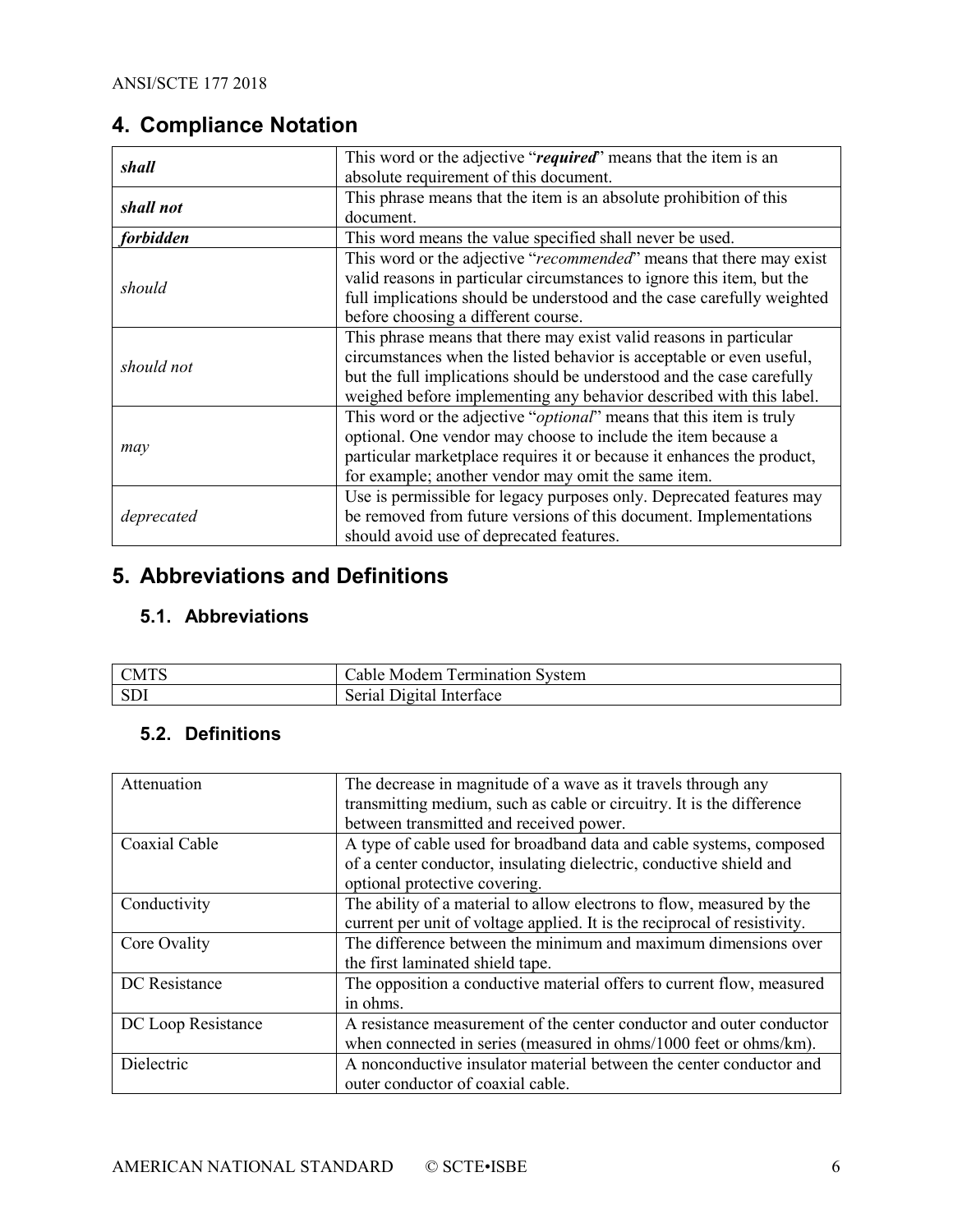## 4. Compliance Notation

| | |
|---|---|
| ***shall*** | This word or the adjective "***required***" means that the item is an absolute requirement of this document. |
| ***shall not*** | This phrase means that the item is an absolute prohibition of this document. |
| ***forbidden*** | This word means the value specified shall never be used. |
| *should* | This word or the adjective "*recommended*" means that there may exist valid reasons in particular circumstances to ignore this item, but the full implications should be understood and the case carefully weighted before choosing a different course. |
| *should not* | This phrase means that there may exist valid reasons in particular circumstances when the listed behavior is acceptable or even useful, but the full implications should be understood and the case carefully weighed before implementing any behavior described with this label. |
| *may* | This word or the adjective "*optional*" means that this item is truly optional. One vendor may choose to include the item because a particular marketplace requires it or because it enhances the product, for example; another vendor may omit the same item. |
| *deprecated* | Use is permissible for legacy purposes only. Deprecated features may be removed from future versions of this document. Implementations should avoid use of deprecated features. |

## 5. Abbreviations and Definitions

### 5.1. Abbreviations

| | |
|---|---|
| CMTS | Cable Modem Termination System |
| SDI | Serial Digital Interface |

### 5.2. Definitions

| | |
|---|---|
| Attenuation | The decrease in magnitude of a wave as it travels through any transmitting medium, such as cable or circuitry. It is the difference between transmitted and received power. |
| Coaxial Cable | A type of cable used for broadband data and cable systems, composed of a center conductor, insulating dielectric, conductive shield and optional protective covering. |
| Conductivity | The ability of a material to allow electrons to flow, measured by the current per unit of voltage applied. It is the reciprocal of resistivity. |
| Core Ovality | The difference between the minimum and maximum dimensions over the first laminated shield tape. |
| DC Resistance | The opposition a conductive material offers to current flow, measured in ohms. |
| DC Loop Resistance | A resistance measurement of the center conductor and outer conductor when connected in series (measured in ohms/1000 feet or ohms/km). |
| Dielectric | A nonconductive insulator material between the center conductor and outer conductor of coaxial cable. |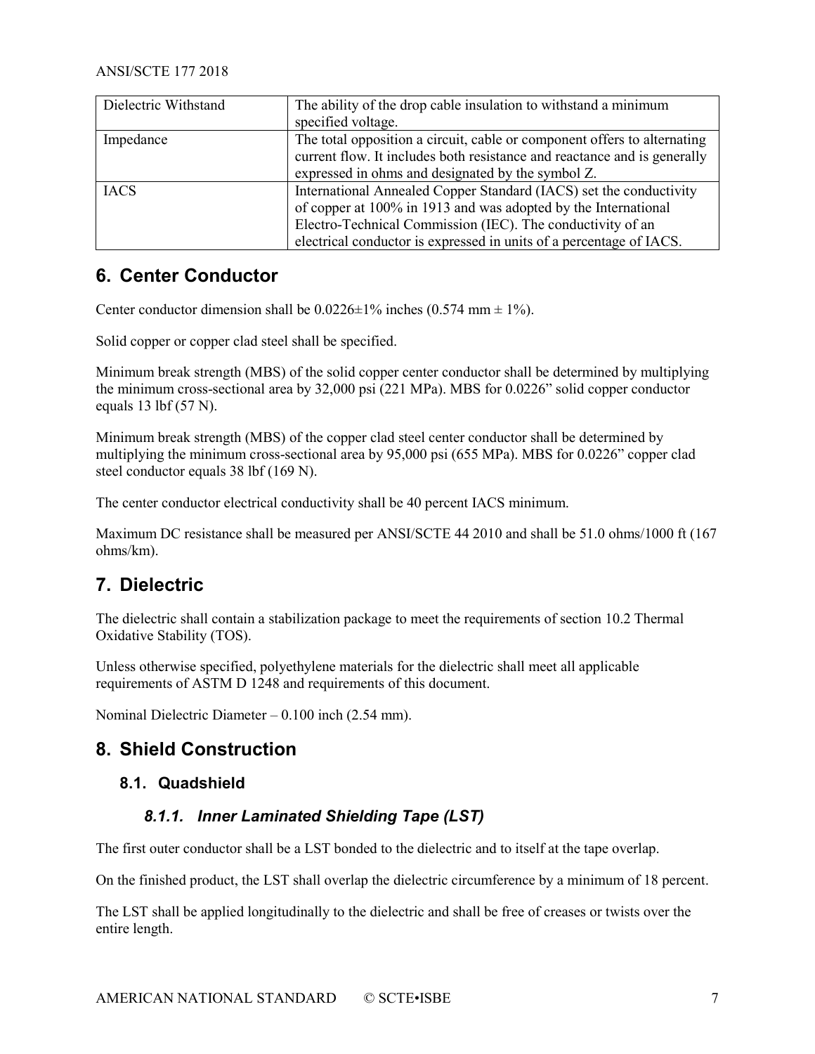| Dielectric Withstand | The ability of the drop cable insulation to withstand a minimum specified voltage. |
|---|---|
| Impedance | The total opposition a circuit, cable or component offers to alternating current flow. It includes both resistance and reactance and is generally expressed in ohms and designated by the symbol Z. |
| IACS | International Annealed Copper Standard (IACS) set the conductivity of copper at 100% in 1913 and was adopted by the International Electro-Technical Commission (IEC). The conductivity of an electrical conductor is expressed in units of a percentage of IACS. |

# 6. Center Conductor

Center conductor dimension shall be 0.0226±1% inches (0.574 mm ± 1%).

Solid copper or copper clad steel shall be specified.

Minimum break strength (MBS) of the solid copper center conductor shall be determined by multiplying the minimum cross-sectional area by 32,000 psi (221 MPa). MBS for 0.0226" solid copper conductor equals 13 lbf (57 N).

Minimum break strength (MBS) of the copper clad steel center conductor shall be determined by multiplying the minimum cross-sectional area by 95,000 psi (655 MPa). MBS for 0.0226" copper clad steel conductor equals 38 lbf (169 N).

The center conductor electrical conductivity shall be 40 percent IACS minimum.

Maximum DC resistance shall be measured per ANSI/SCTE 44 2010 and shall be 51.0 ohms/1000 ft (167 ohms/km).

# 7. Dielectric

The dielectric shall contain a stabilization package to meet the requirements of section 10.2 Thermal Oxidative Stability (TOS).

Unless otherwise specified, polyethylene materials for the dielectric shall meet all applicable requirements of ASTM D 1248 and requirements of this document.

Nominal Dielectric Diameter – 0.100 inch (2.54 mm).

# 8. Shield Construction

## 8.1. Quadshield

### *8.1.1. Inner Laminated Shielding Tape (LST)*

The first outer conductor shall be a LST bonded to the dielectric and to itself at the tape overlap.

On the finished product, the LST shall overlap the dielectric circumference by a minimum of 18 percent.

The LST shall be applied longitudinally to the dielectric and shall be free of creases or twists over the entire length.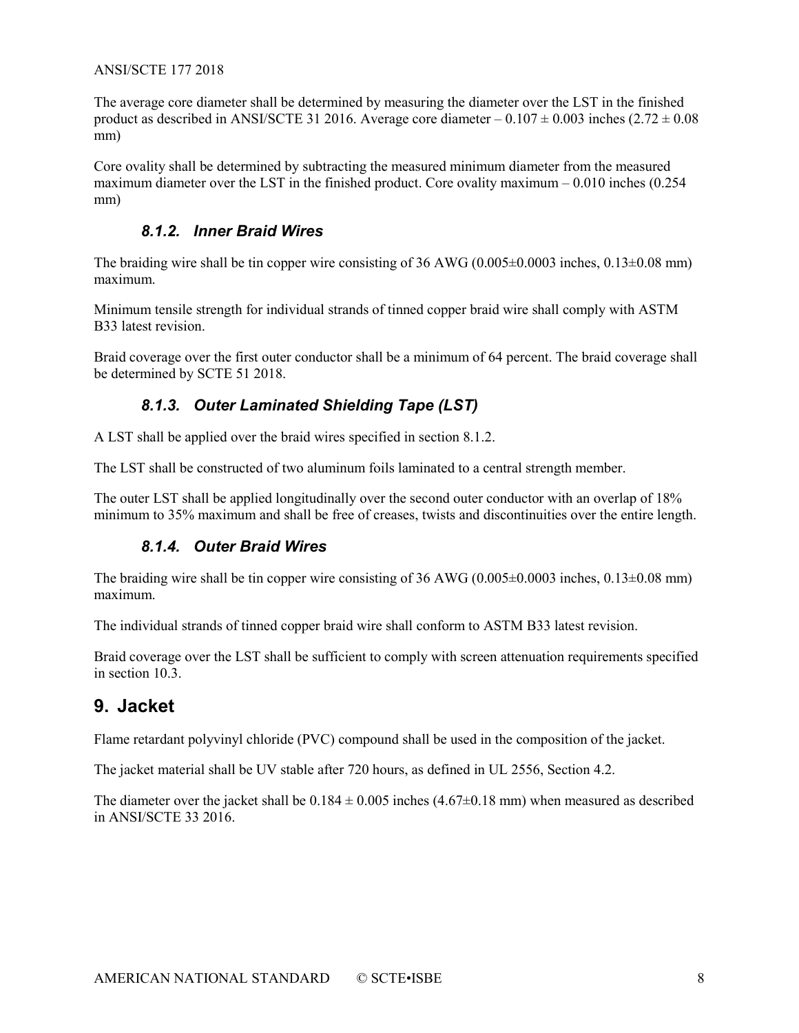The average core diameter shall be determined by measuring the diameter over the LST in the finished product as described in ANSI/SCTE 31 2016. Average core diameter – 0.107 ± 0.003 inches (2.72 ± 0.08 mm)

Core ovality shall be determined by subtracting the measured minimum diameter from the measured maximum diameter over the LST in the finished product. Core ovality maximum – 0.010 inches (0.254 mm)

### *8.1.2. Inner Braid Wires*

The braiding wire shall be tin copper wire consisting of 36 AWG (0.005±0.0003 inches, 0.13±0.08 mm) maximum.

Minimum tensile strength for individual strands of tinned copper braid wire shall comply with ASTM B33 latest revision.

Braid coverage over the first outer conductor shall be a minimum of 64 percent. The braid coverage shall be determined by SCTE 51 2018.

### *8.1.3. Outer Laminated Shielding Tape (LST)*

A LST shall be applied over the braid wires specified in section 8.1.2.

The LST shall be constructed of two aluminum foils laminated to a central strength member.

The outer LST shall be applied longitudinally over the second outer conductor with an overlap of 18% minimum to 35% maximum and shall be free of creases, twists and discontinuities over the entire length.

### *8.1.4. Outer Braid Wires*

The braiding wire shall be tin copper wire consisting of 36 AWG (0.005±0.0003 inches, 0.13±0.08 mm) maximum.

The individual strands of tinned copper braid wire shall conform to ASTM B33 latest revision.

Braid coverage over the LST shall be sufficient to comply with screen attenuation requirements specified in section 10.3.

## 9. Jacket

Flame retardant polyvinyl chloride (PVC) compound shall be used in the composition of the jacket.

The jacket material shall be UV stable after 720 hours, as defined in UL 2556, Section 4.2.

The diameter over the jacket shall be 0.184 ± 0.005 inches (4.67±0.18 mm) when measured as described in ANSI/SCTE 33 2016.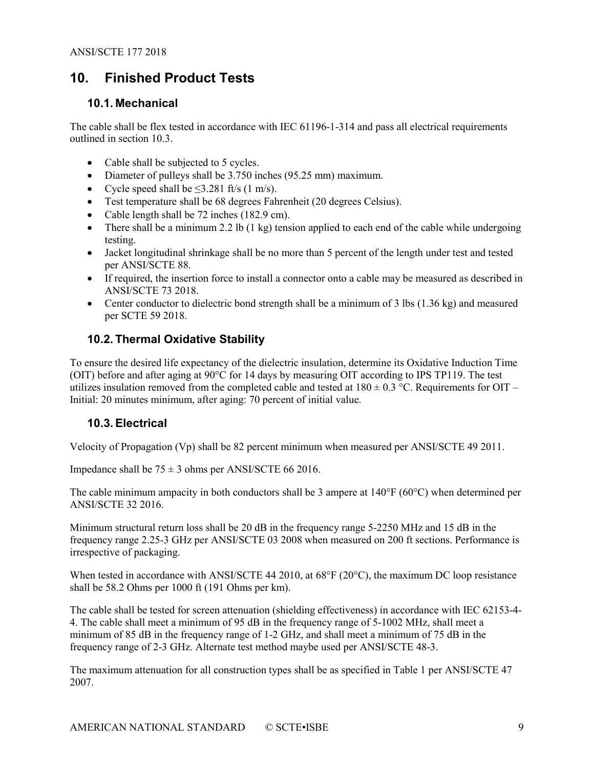## 10. Finished Product Tests

### 10.1. Mechanical

The cable shall be flex tested in accordance with IEC 61196-1-314 and pass all electrical requirements outlined in section 10.3.

- Cable shall be subjected to 5 cycles.
- Diameter of pulleys shall be 3.750 inches (95.25 mm) maximum.
- Cycle speed shall be ≤3.281 ft/s (1 m/s).
- Test temperature shall be 68 degrees Fahrenheit (20 degrees Celsius).
- Cable length shall be 72 inches (182.9 cm).
- There shall be a minimum 2.2 lb (1 kg) tension applied to each end of the cable while undergoing testing.
- Jacket longitudinal shrinkage shall be no more than 5 percent of the length under test and tested per ANSI/SCTE 88.
- If required, the insertion force to install a connector onto a cable may be measured as described in ANSI/SCTE 73 2018.
- Center conductor to dielectric bond strength shall be a minimum of 3 lbs (1.36 kg) and measured per SCTE 59 2018.

### 10.2. Thermal Oxidative Stability

To ensure the desired life expectancy of the dielectric insulation, determine its Oxidative Induction Time (OIT) before and after aging at 90°C for 14 days by measuring OIT according to IPS TP119. The test utilizes insulation removed from the completed cable and tested at 180 ± 0.3 °C. Requirements for OIT – Initial: 20 minutes minimum, after aging: 70 percent of initial value.

### 10.3. Electrical

Velocity of Propagation (Vp) shall be 82 percent minimum when measured per ANSI/SCTE 49 2011.

Impedance shall be 75 ± 3 ohms per ANSI/SCTE 66 2016.

The cable minimum ampacity in both conductors shall be 3 ampere at 140°F (60°C) when determined per ANSI/SCTE 32 2016.

Minimum structural return loss shall be 20 dB in the frequency range 5-2250 MHz and 15 dB in the frequency range 2.25-3 GHz per ANSI/SCTE 03 2008 when measured on 200 ft sections. Performance is irrespective of packaging.

When tested in accordance with ANSI/SCTE 44 2010, at 68°F (20°C), the maximum DC loop resistance shall be 58.2 Ohms per 1000 ft (191 Ohms per km).

The cable shall be tested for screen attenuation (shielding effectiveness) in accordance with IEC 62153-4-4. The cable shall meet a minimum of 95 dB in the frequency range of 5-1002 MHz, shall meet a minimum of 85 dB in the frequency range of 1-2 GHz, and shall meet a minimum of 75 dB in the frequency range of 2-3 GHz. Alternate test method maybe used per ANSI/SCTE 48-3.

The maximum attenuation for all construction types shall be as specified in Table 1 per ANSI/SCTE 47 2007.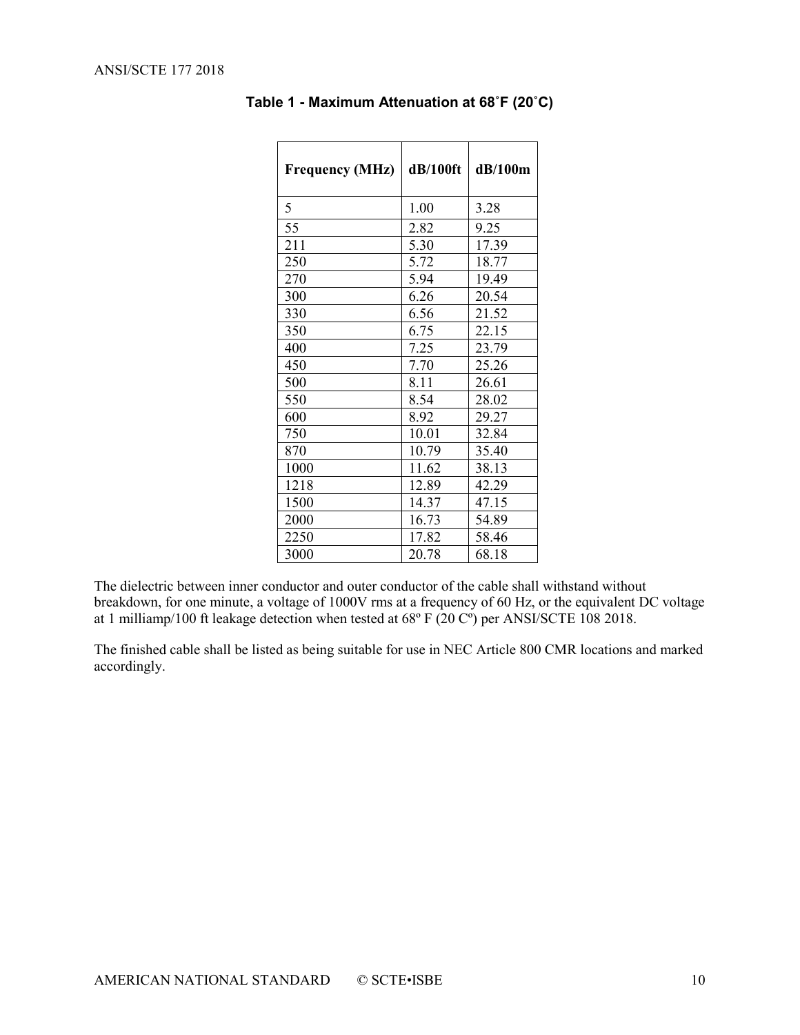**Table 1 - Maximum Attenuation at 68˚F (20˚C)**

| Frequency (MHz) | dB/100ft | dB/100m |
|---|---|---|
| 5 | 1.00 | 3.28 |
| 55 | 2.82 | 9.25 |
| 211 | 5.30 | 17.39 |
| 250 | 5.72 | 18.77 |
| 270 | 5.94 | 19.49 |
| 300 | 6.26 | 20.54 |
| 330 | 6.56 | 21.52 |
| 350 | 6.75 | 22.15 |
| 400 | 7.25 | 23.79 |
| 450 | 7.70 | 25.26 |
| 500 | 8.11 | 26.61 |
| 550 | 8.54 | 28.02 |
| 600 | 8.92 | 29.27 |
| 750 | 10.01 | 32.84 |
| 870 | 10.79 | 35.40 |
| 1000 | 11.62 | 38.13 |
| 1218 | 12.89 | 42.29 |
| 1500 | 14.37 | 47.15 |
| 2000 | 16.73 | 54.89 |
| 2250 | 17.82 | 58.46 |
| 3000 | 20.78 | 68.18 |

The dielectric between inner conductor and outer conductor of the cable shall withstand without breakdown, for one minute, a voltage of 1000V rms at a frequency of 60 Hz, or the equivalent DC voltage at 1 milliamp/100 ft leakage detection when tested at 68º F (20 Cº) per ANSI/SCTE 108 2018.

The finished cable shall be listed as being suitable for use in NEC Article 800 CMR locations and marked accordingly.